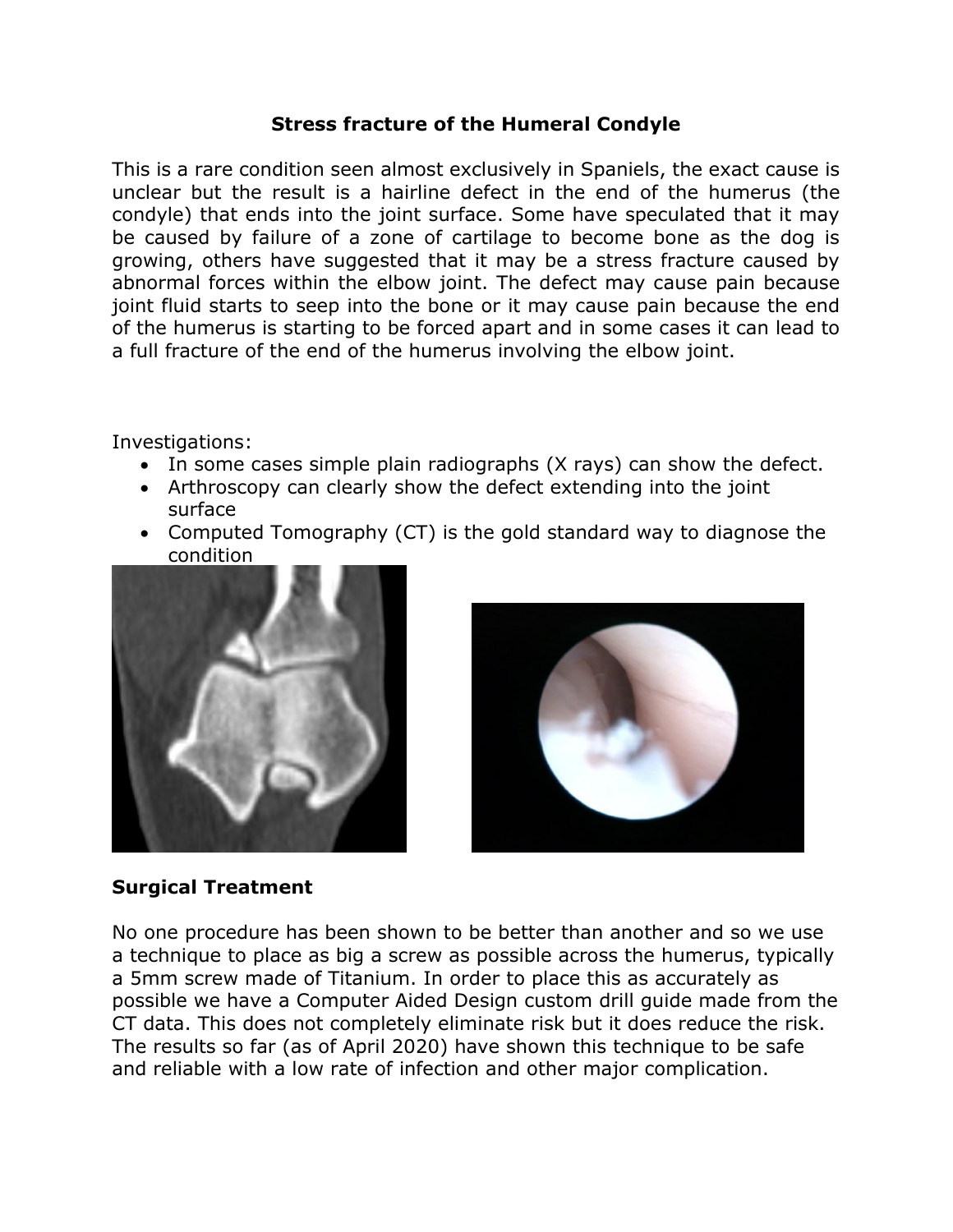# Stress fracture of the Humeral Condyle

This is a rare condition seen almost exclusively in Spaniels, the exact cause is unclear but the result is a hairline defect in the end of the humerus (the condyle) that ends into the joint surface. Some have speculated that it may be caused by failure of a zone of cartilage to become bone as the dog is growing, others have suggested that it may be a stress fracture caused by abnormal forces within the elbow joint. The defect may cause pain because joint fluid starts to seep into the bone or it may cause pain because the end of the humerus is starting to be forced apart and in some cases it can lead to a full fracture of the end of the humerus involving the elbow joint.

Investigations:

- In some cases simple plain radiographs (X rays) can show the defect.
- Arthroscopy can clearly show the defect extending into the joint surface
- Computed Tomography (CT) is the gold standard way to diagnose the condition

## Surgical Treatment

No one procedure has been shown to be better than another and so we use a technique to place as big a screw as possible across the humerus, typically a 5mm screw made of Titanium. In order to place this as accurately as possible we have a Computer Aided Design custom drill guide made from the CT data. This does not completely eliminate risk but it does reduce the risk. The results so far (as of April 2020) have shown this technique to be safe and reliable with a low rate of infection and other major complication.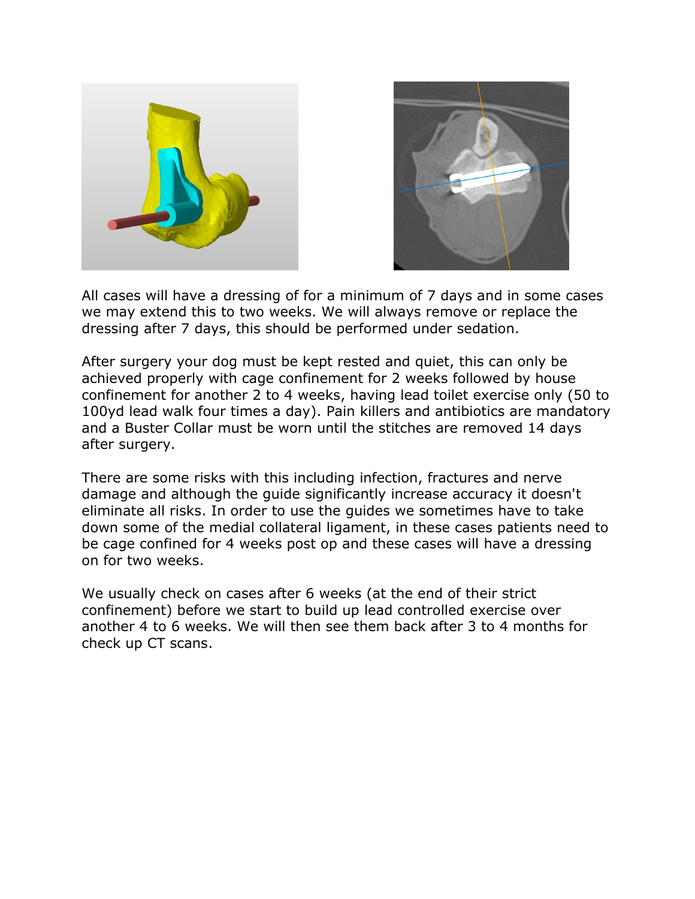All cases will have a dressing of for a minimum of 7 days and in some cases we may extend this to two weeks. We will always remove or replace the dressing after 7 days, this should be performed under sedation.

After surgery your dog must be kept rested and quiet, this can only be achieved properly with cage confinement for 2 weeks followed by house confinement for another 2 to 4 weeks, having lead toilet exercise only (50 to 100yd lead walk four times a day). Pain killers and antibiotics are mandatory and a Buster Collar must be worn until the stitches are removed 14 days after surgery.

There are some risks with this including infection, fractures and nerve damage and although the guide significantly increase accuracy it doesn't eliminate all risks. In order to use the guides we sometimes have to take down some of the medial collateral ligament, in these cases patients need to be cage confined for 4 weeks post op and these cases will have a dressing on for two weeks.

We usually check on cases after 6 weeks (at the end of their strict confinement) before we start to build up lead controlled exercise over another 4 to 6 weeks. We will then see them back after 3 to 4 months for check up CT scans.